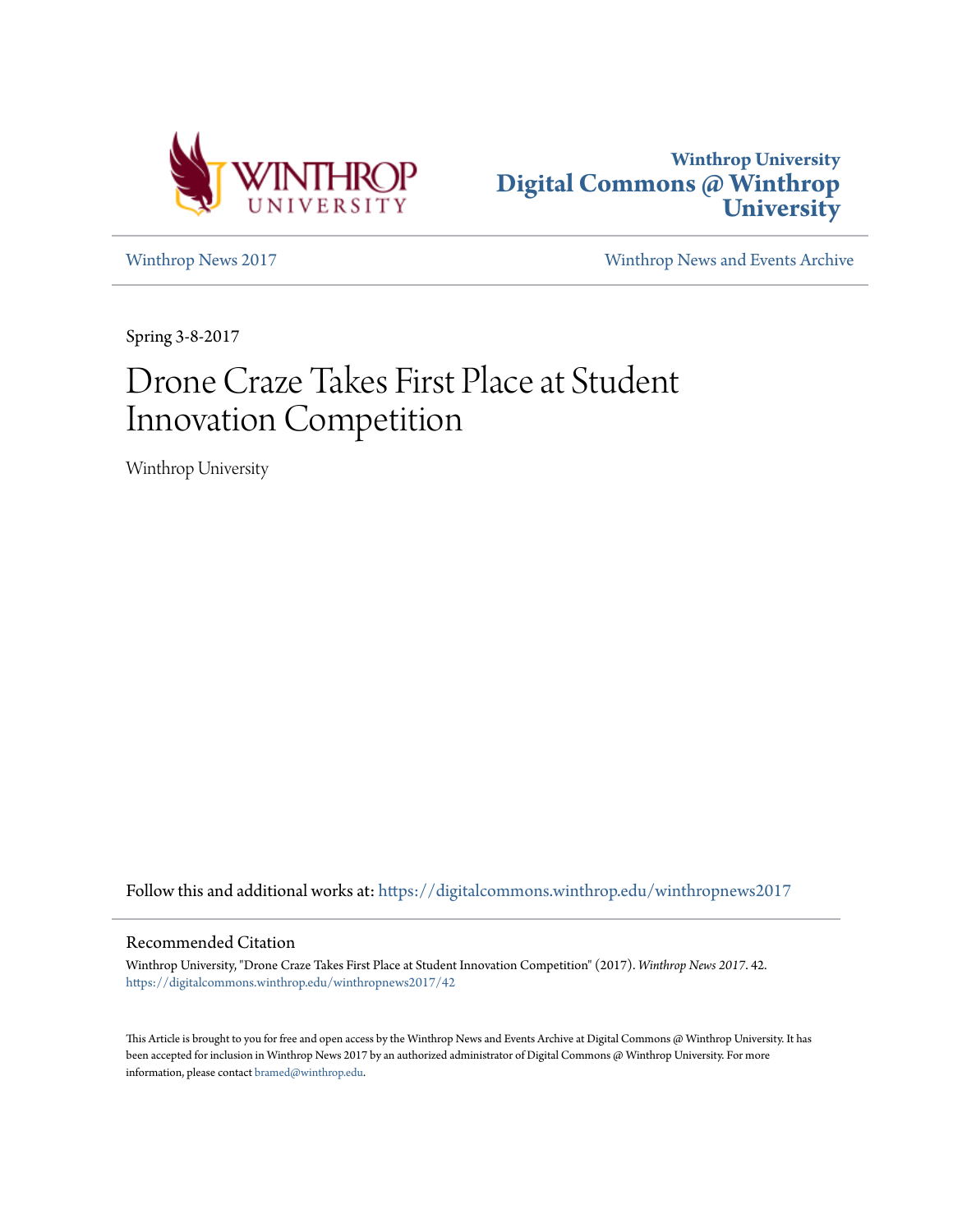Winthrop University
# Digital Commons @ Winthrop University

Winthrop News 2017 | Winthrop News and Events Archive

Spring 3-8-2017

# Drone Craze Takes First Place at Student Innovation Competition

Winthrop University

Follow this and additional works at: https://digitalcommons.winthrop.edu/winthropnews2017

## Recommended Citation

Winthrop University, "Drone Craze Takes First Place at Student Innovation Competition" (2017). *Winthrop News 2017*. 42.
https://digitalcommons.winthrop.edu/winthropnews2017/42

This Article is brought to you for free and open access by the Winthrop News and Events Archive at Digital Commons @ Winthrop University. It has been accepted for inclusion in Winthrop News 2017 by an authorized administrator of Digital Commons @ Winthrop University. For more information, please contact bramed@winthrop.edu.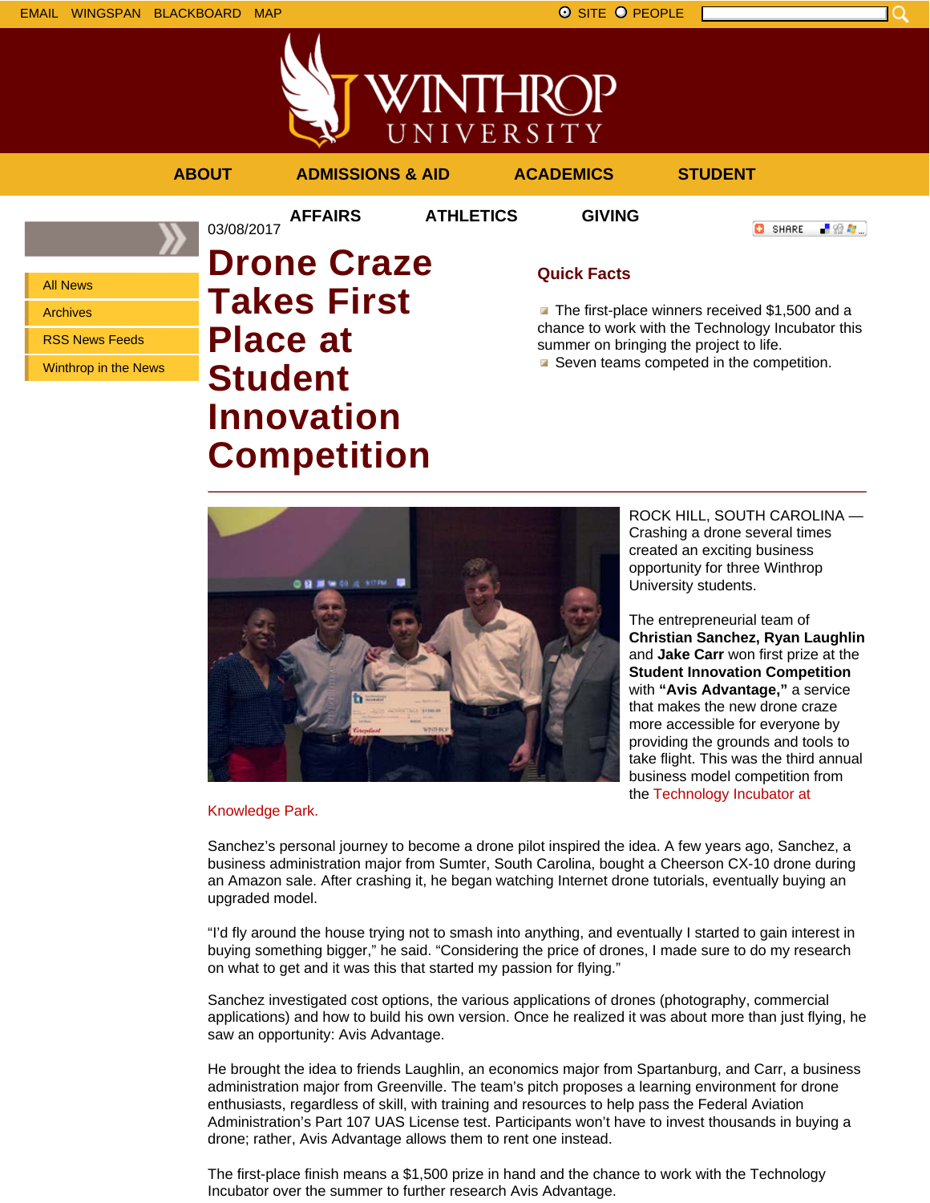EMAIL WINGSPAN BLACKBOARD MAP

SITE PEOPLE

ABOUT ADMISSIONS & AID ACADEMICS STUDENT AFFAIRS ATHLETICS GIVING

- All News
- Archives
- RSS News Feeds
- Winthrop in the News

03/08/2017

# Drone Craze Takes First Place at Student Innovation Competition

## Quick Facts

- The first-place winners received $1,500 and a chance to work with the Technology Incubator this summer on bringing the project to life.
- Seven teams competed in the competition.

ROCK HILL, SOUTH CAROLINA — Crashing a drone several times created an exciting business opportunity for three Winthrop University students.

The entrepreneurial team of **Christian Sanchez, Ryan Laughlin** and **Jake Carr** won first prize at the **Student Innovation Competition** with **"Avis Advantage,"** a service that makes the new drone craze more accessible for everyone by providing the grounds and tools to take flight. This was the third annual business model competition from the Technology Incubator at Knowledge Park.

Sanchez's personal journey to become a drone pilot inspired the idea. A few years ago, Sanchez, a business administration major from Sumter, South Carolina, bought a Cheerson CX-10 drone during an Amazon sale. After crashing it, he began watching Internet drone tutorials, eventually buying an upgraded model.

"I'd fly around the house trying not to smash into anything, and eventually I started to gain interest in buying something bigger," he said. "Considering the price of drones, I made sure to do my research on what to get and it was this that started my passion for flying."

Sanchez investigated cost options, the various applications of drones (photography, commercial applications) and how to build his own version. Once he realized it was about more than just flying, he saw an opportunity: Avis Advantage.

He brought the idea to friends Laughlin, an economics major from Spartanburg, and Carr, a business administration major from Greenville. The team's pitch proposes a learning environment for drone enthusiasts, regardless of skill, with training and resources to help pass the Federal Aviation Administration's Part 107 UAS License test. Participants won't have to invest thousands in buying a drone; rather, Avis Advantage allows them to rent one instead.

The first-place finish means a $1,500 prize in hand and the chance to work with the Technology Incubator over the summer to further research Avis Advantage.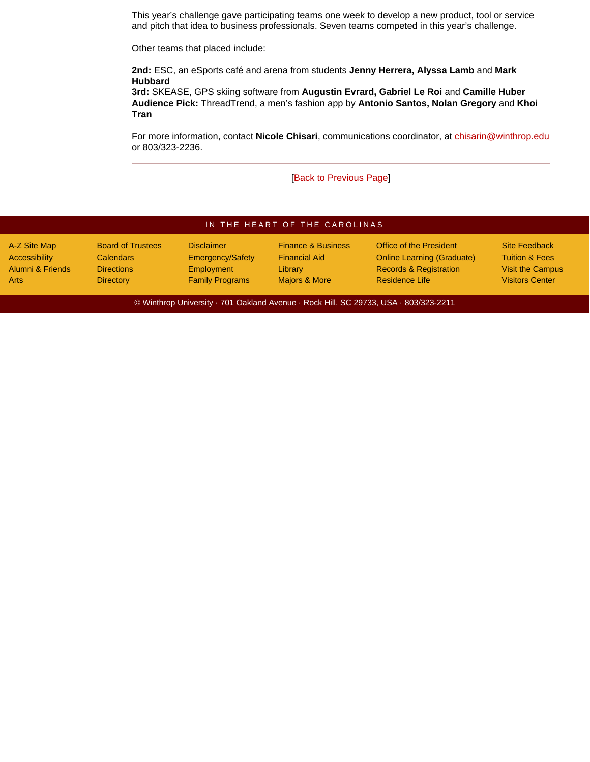This year's challenge gave participating teams one week to develop a new product, tool or service and pitch that idea to business professionals. Seven teams competed in this year's challenge.

Other teams that placed include:

**2nd:** ESC, an eSports café and arena from students **Jenny Herrera, Alyssa Lamb** and **Mark Hubbard**
**3rd:** SKEASE, GPS skiing software from **Augustin Evrard, Gabriel Le Roi** and **Camille Huber**
**Audience Pick:** ThreadTrend, a men's fashion app by **Antonio Santos, Nolan Gregory** and **Khoi Tran**

For more information, contact **Nicole Chisari**, communications coordinator, at chisarin@winthrop.edu or 803/323-2236.

---

[Back to Previous Page]

IN THE HEART OF THE CAROLINAS

A-Z Site Map
Accessibility
Alumni & Friends
Arts
Board of Trustees
Calendars
Directions
Directory
Disclaimer
Emergency/Safety
Employment
Family Programs
Finance & Business
Financial Aid
Library
Majors & More
Office of the President
Online Learning (Graduate)
Records & Registration
Residence Life
Site Feedback
Tuition & Fees
Visit the Campus
Visitors Center

© Winthrop University · 701 Oakland Avenue · Rock Hill, SC 29733, USA · 803/323-2211